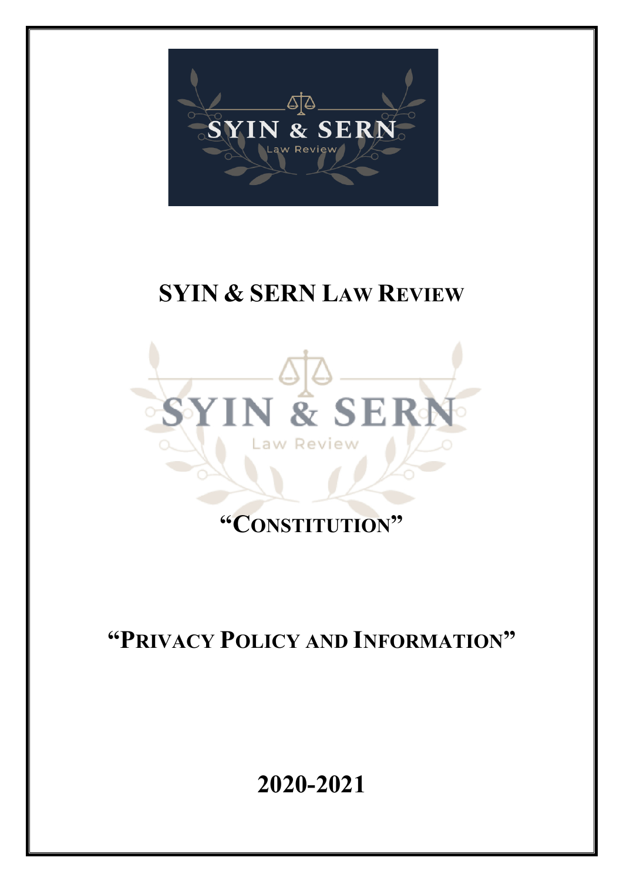# SYIN & SERN LAW REVIEW

## "CONSTITUTION"

## "PRIVACY POLICY AND INFORMATION"

## 2020-2021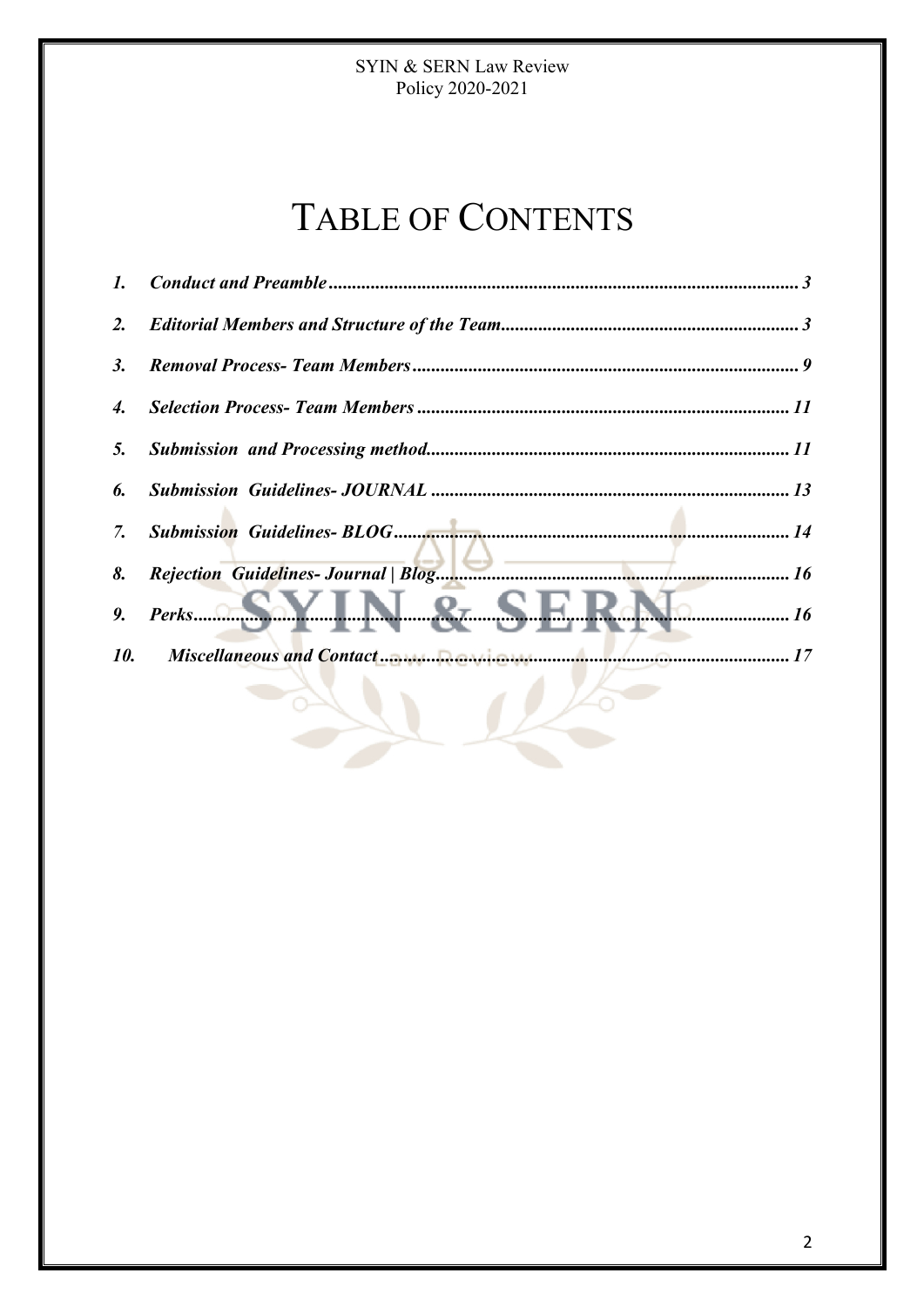# TABLE OF CONTENTS

1. *Conduct and Preamble* ........ 3
2. *Editorial Members and Structure of the Team* ........ 3
3. *Removal Process- Team Members* ........ 9
4. *Selection Process- Team Members* ........ 11
5. *Submission and Processing method* ........ 11
6. *Submission Guidelines- JOURNAL* ........ 13
7. *Submission Guidelines- BLOG* ........ 14
8. *Rejection Guidelines- Journal | Blog* ........ 16
9. *Perks* ........ 16
10. *Miscellaneous and Contact* ........ 17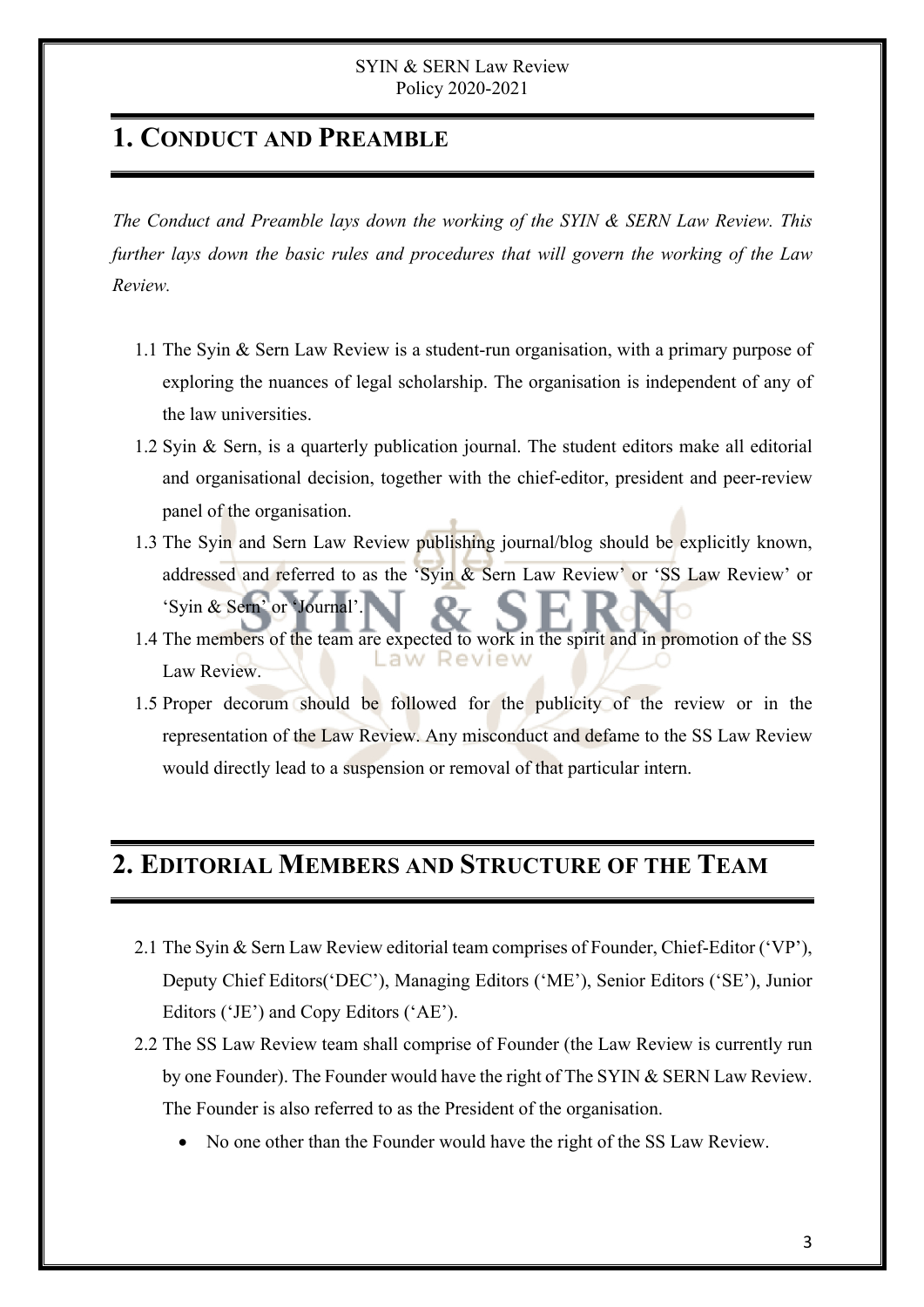## 1. Conduct and Preamble

*The Conduct and Preamble lays down the working of the SYIN & SERN Law Review. This further lays down the basic rules and procedures that will govern the working of the Law Review.*

1.1 The Syin & Sern Law Review is a student-run organisation, with a primary purpose of exploring the nuances of legal scholarship. The organisation is independent of any of the law universities.

1.2 Syin & Sern, is a quarterly publication journal. The student editors make all editorial and organisational decision, together with the chief-editor, president and peer-review panel of the organisation.

1.3 The Syin and Sern Law Review publishing journal/blog should be explicitly known, addressed and referred to as the 'Syin & Sern Law Review' or 'SS Law Review' or 'Syin & Sern' or 'Journal'.

1.4 The members of the team are expected to work in the spirit and in promotion of the SS Law Review.

1.5 Proper decorum should be followed for the publicity of the review or in the representation of the Law Review. Any misconduct and defame to the SS Law Review would directly lead to a suspension or removal of that particular intern.

## 2. Editorial Members and Structure of the Team

2.1 The Syin & Sern Law Review editorial team comprises of Founder, Chief-Editor ('VP'), Deputy Chief Editors('DEC'), Managing Editors ('ME'), Senior Editors ('SE'), Junior Editors ('JE') and Copy Editors ('AE').

2.2 The SS Law Review team shall comprise of Founder (the Law Review is currently run by one Founder). The Founder would have the right of The SYIN & SERN Law Review. The Founder is also referred to as the President of the organisation.

- No one other than the Founder would have the right of the SS Law Review.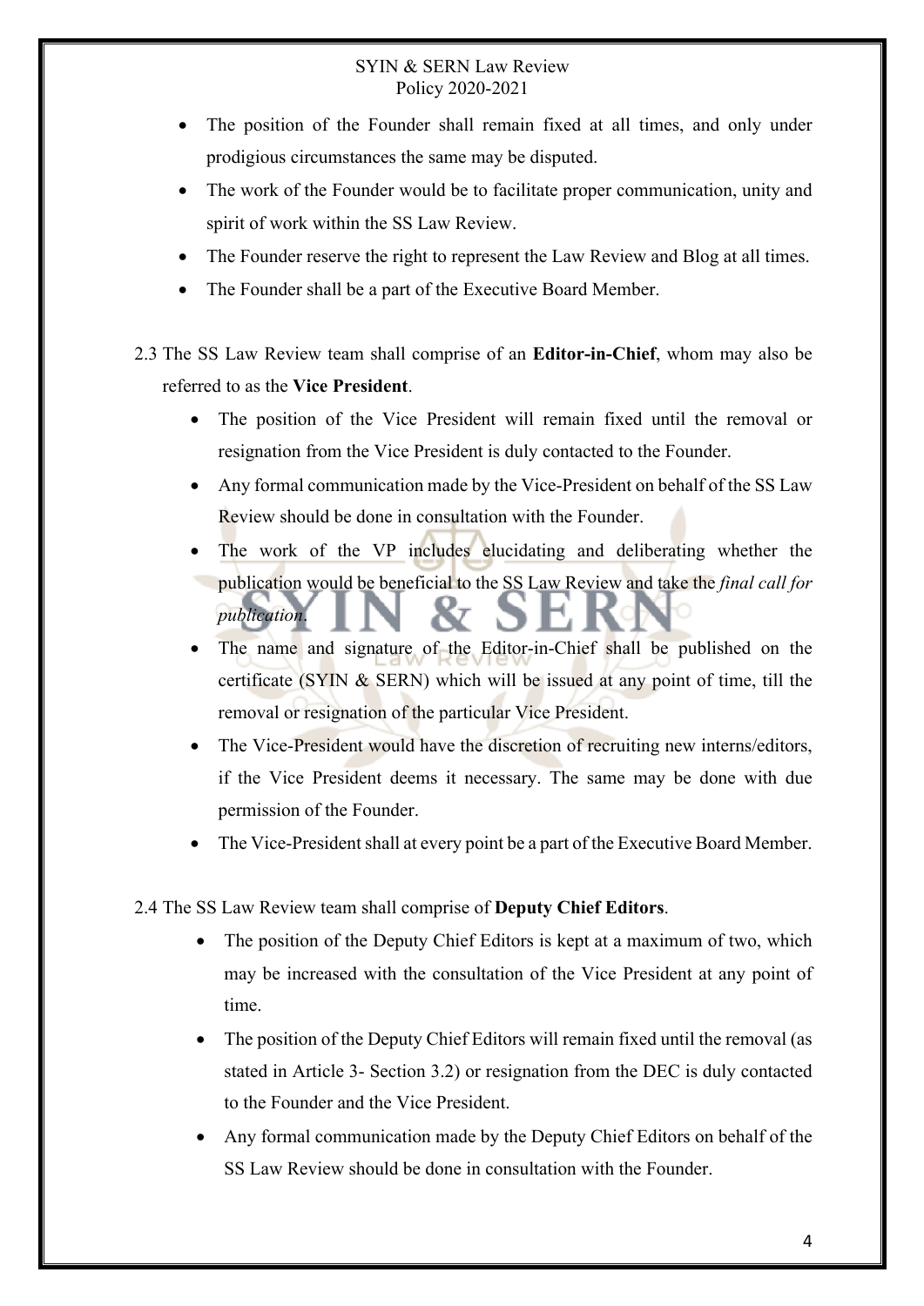- The position of the Founder shall remain fixed at all times, and only under prodigious circumstances the same may be disputed.
- The work of the Founder would be to facilitate proper communication, unity and spirit of work within the SS Law Review.
- The Founder reserve the right to represent the Law Review and Blog at all times.
- The Founder shall be a part of the Executive Board Member.

2.3 The SS Law Review team shall comprise of an **Editor-in-Chief**, whom may also be referred to as the **Vice President**.

- The position of the Vice President will remain fixed until the removal or resignation from the Vice President is duly contacted to the Founder.
- Any formal communication made by the Vice-President on behalf of the SS Law Review should be done in consultation with the Founder.
- The work of the VP includes elucidating and deliberating whether the publication would be beneficial to the SS Law Review and take the *final call for publication*.
- The name and signature of the Editor-in-Chief shall be published on the certificate (SYIN & SERN) which will be issued at any point of time, till the removal or resignation of the particular Vice President.
- The Vice-President would have the discretion of recruiting new interns/editors, if the Vice President deems it necessary. The same may be done with due permission of the Founder.
- The Vice-President shall at every point be a part of the Executive Board Member.

2.4 The SS Law Review team shall comprise of **Deputy Chief Editors**.

- The position of the Deputy Chief Editors is kept at a maximum of two, which may be increased with the consultation of the Vice President at any point of time.
- The position of the Deputy Chief Editors will remain fixed until the removal (as stated in Article 3- Section 3.2) or resignation from the DEC is duly contacted to the Founder and the Vice President.
- Any formal communication made by the Deputy Chief Editors on behalf of the SS Law Review should be done in consultation with the Founder.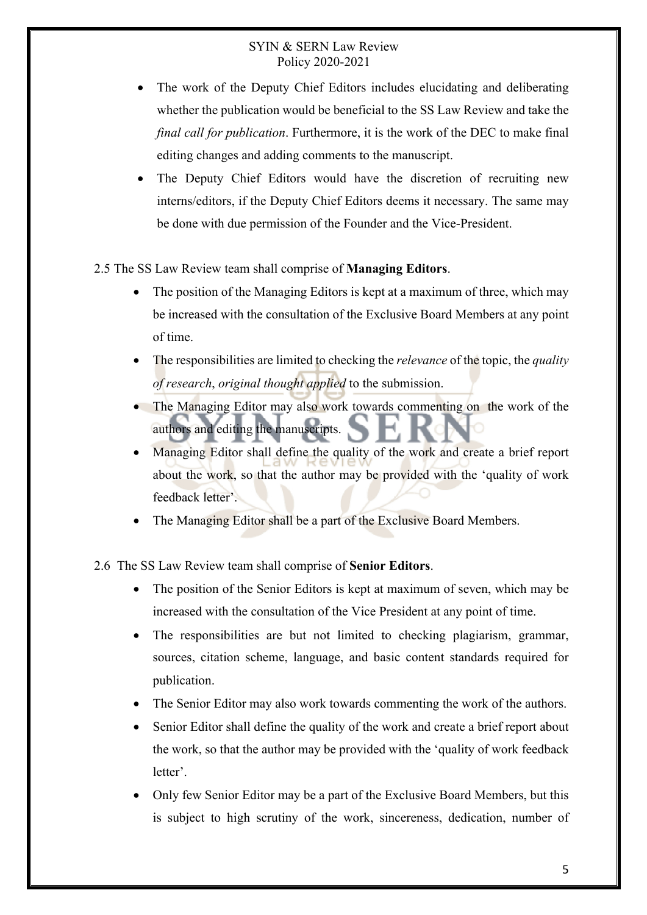- The work of the Deputy Chief Editors includes elucidating and deliberating whether the publication would be beneficial to the SS Law Review and take the *final call for publication*. Furthermore, it is the work of the DEC to make final editing changes and adding comments to the manuscript.
- The Deputy Chief Editors would have the discretion of recruiting new interns/editors, if the Deputy Chief Editors deems it necessary. The same may be done with due permission of the Founder and the Vice-President.

2.5 The SS Law Review team shall comprise of **Managing Editors**.

- The position of the Managing Editors is kept at a maximum of three, which may be increased with the consultation of the Exclusive Board Members at any point of time.
- The responsibilities are limited to checking the *relevance* of the topic, the *quality of research*, *original thought applied* to the submission.
- The Managing Editor may also work towards commenting on the work of the authors and editing the manuscripts.
- Managing Editor shall define the quality of the work and create a brief report about the work, so that the author may be provided with the 'quality of work feedback letter'.
- The Managing Editor shall be a part of the Exclusive Board Members.

2.6 The SS Law Review team shall comprise of **Senior Editors**.

- The position of the Senior Editors is kept at maximum of seven, which may be increased with the consultation of the Vice President at any point of time.
- The responsibilities are but not limited to checking plagiarism, grammar, sources, citation scheme, language, and basic content standards required for publication.
- The Senior Editor may also work towards commenting the work of the authors.
- Senior Editor shall define the quality of the work and create a brief report about the work, so that the author may be provided with the 'quality of work feedback letter'.
- Only few Senior Editor may be a part of the Exclusive Board Members, but this is subject to high scrutiny of the work, sincereness, dedication, number of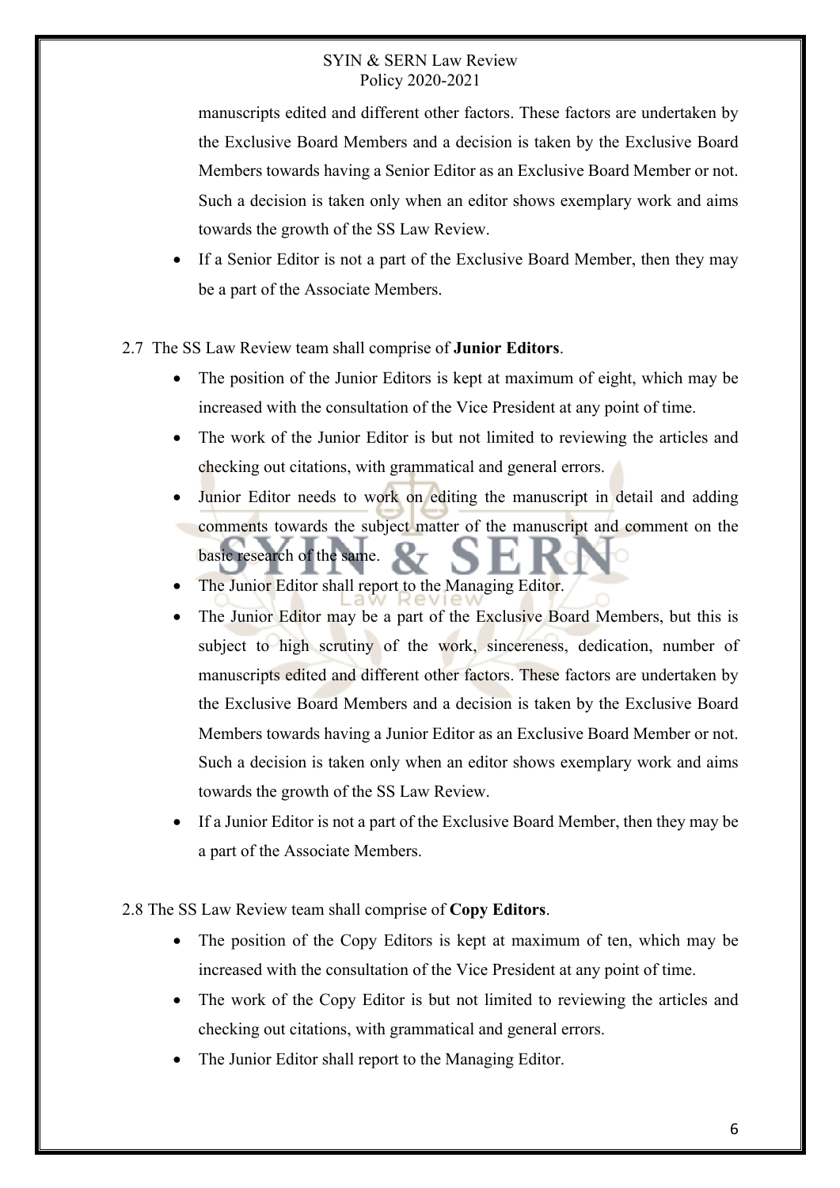manuscripts edited and different other factors. These factors are undertaken by the Exclusive Board Members and a decision is taken by the Exclusive Board Members towards having a Senior Editor as an Exclusive Board Member or not. Such a decision is taken only when an editor shows exemplary work and aims towards the growth of the SS Law Review.

- If a Senior Editor is not a part of the Exclusive Board Member, then they may be a part of the Associate Members.

2.7 The SS Law Review team shall comprise of **Junior Editors**.

- The position of the Junior Editors is kept at maximum of eight, which may be increased with the consultation of the Vice President at any point of time.
- The work of the Junior Editor is but not limited to reviewing the articles and checking out citations, with grammatical and general errors.
- Junior Editor needs to work on editing the manuscript in detail and adding comments towards the subject matter of the manuscript and comment on the basic research of the same.
- The Junior Editor shall report to the Managing Editor.
- The Junior Editor may be a part of the Exclusive Board Members, but this is subject to high scrutiny of the work, sincereness, dedication, number of manuscripts edited and different other factors. These factors are undertaken by the Exclusive Board Members and a decision is taken by the Exclusive Board Members towards having a Junior Editor as an Exclusive Board Member or not. Such a decision is taken only when an editor shows exemplary work and aims towards the growth of the SS Law Review.
- If a Junior Editor is not a part of the Exclusive Board Member, then they may be a part of the Associate Members.

2.8 The SS Law Review team shall comprise of **Copy Editors**.

- The position of the Copy Editors is kept at maximum of ten, which may be increased with the consultation of the Vice President at any point of time.
- The work of the Copy Editor is but not limited to reviewing the articles and checking out citations, with grammatical and general errors.
- The Junior Editor shall report to the Managing Editor.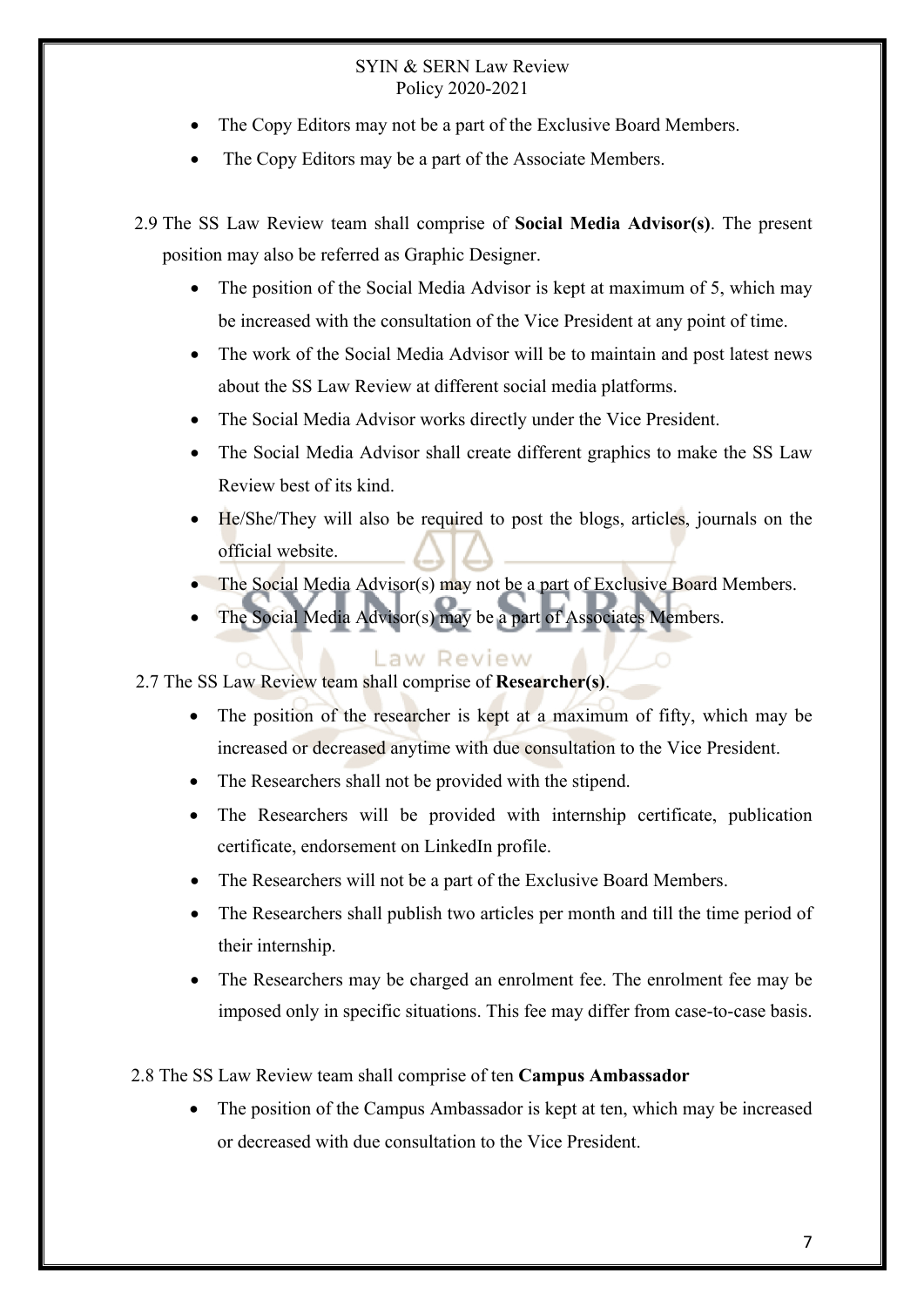- The Copy Editors may not be a part of the Exclusive Board Members.
- The Copy Editors may be a part of the Associate Members.

2.9 The SS Law Review team shall comprise of **Social Media Advisor(s)**. The present position may also be referred as Graphic Designer.

- The position of the Social Media Advisor is kept at maximum of 5, which may be increased with the consultation of the Vice President at any point of time.
- The work of the Social Media Advisor will be to maintain and post latest news about the SS Law Review at different social media platforms.
- The Social Media Advisor works directly under the Vice President.
- The Social Media Advisor shall create different graphics to make the SS Law Review best of its kind.
- He/She/They will also be required to post the blogs, articles, journals on the official website.
- The Social Media Advisor(s) may not be a part of Exclusive Board Members.
- The Social Media Advisor(s) may be a part of Associates Members.

2.7 The SS Law Review team shall comprise of **Researcher(s)**.

- The position of the researcher is kept at a maximum of fifty, which may be increased or decreased anytime with due consultation to the Vice President.
- The Researchers shall not be provided with the stipend.
- The Researchers will be provided with internship certificate, publication certificate, endorsement on LinkedIn profile.
- The Researchers will not be a part of the Exclusive Board Members.
- The Researchers shall publish two articles per month and till the time period of their internship.
- The Researchers may be charged an enrolment fee. The enrolment fee may be imposed only in specific situations. This fee may differ from case-to-case basis.

2.8 The SS Law Review team shall comprise of ten **Campus Ambassador**

- The position of the Campus Ambassador is kept at ten, which may be increased or decreased with due consultation to the Vice President.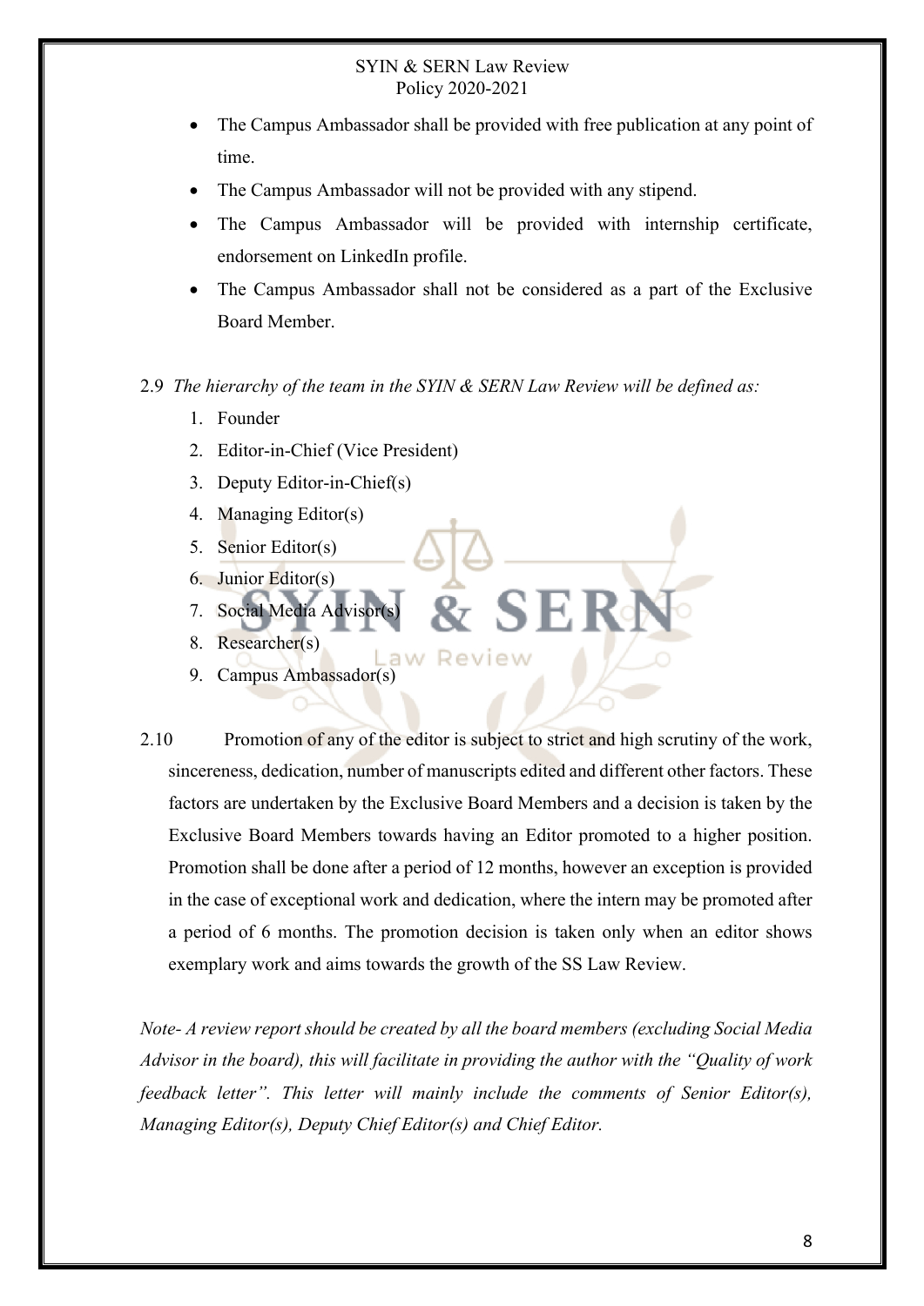- The Campus Ambassador shall be provided with free publication at any point of time.
- The Campus Ambassador will not be provided with any stipend.
- The Campus Ambassador will be provided with internship certificate, endorsement on LinkedIn profile.
- The Campus Ambassador shall not be considered as a part of the Exclusive Board Member.

2.9 *The hierarchy of the team in the SYIN & SERN Law Review will be defined as:*

1. Founder
2. Editor-in-Chief (Vice President)
3. Deputy Editor-in-Chief(s)
4. Managing Editor(s)
5. Senior Editor(s)
6. Junior Editor(s)
7. Social Media Advisor(s)
8. Researcher(s)
9. Campus Ambassador(s)

2.10 Promotion of any of the editor is subject to strict and high scrutiny of the work, sincereness, dedication, number of manuscripts edited and different other factors. These factors are undertaken by the Exclusive Board Members and a decision is taken by the Exclusive Board Members towards having an Editor promoted to a higher position. Promotion shall be done after a period of 12 months, however an exception is provided in the case of exceptional work and dedication, where the intern may be promoted after a period of 6 months. The promotion decision is taken only when an editor shows exemplary work and aims towards the growth of the SS Law Review.

*Note- A review report should be created by all the board members (excluding Social Media Advisor in the board), this will facilitate in providing the author with the "Quality of work feedback letter". This letter will mainly include the comments of Senior Editor(s), Managing Editor(s), Deputy Chief Editor(s) and Chief Editor.*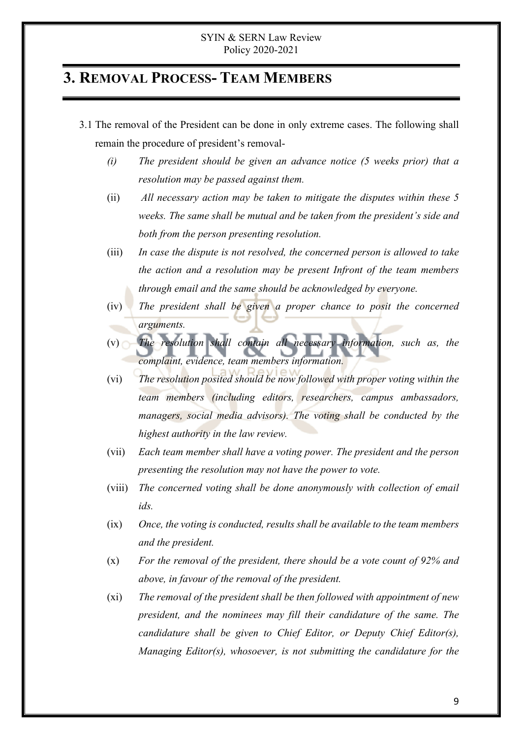# 3. Removal Process- Team Members

3.1 The removal of the President can be done in only extreme cases. The following shall remain the procedure of president's removal-

(i) *The president should be given an advance notice (5 weeks prior) that a resolution may be passed against them.*

(ii) *All necessary action may be taken to mitigate the disputes within these 5 weeks. The same shall be mutual and be taken from the president's side and both from the person presenting resolution.*

(iii) *In case the dispute is not resolved, the concerned person is allowed to take the action and a resolution may be present Infront of the team members through email and the same should be acknowledged by everyone.*

(iv) *The president shall be given a proper chance to posit the concerned arguments.*

(v) *The resolution shall contain all necessary information, such as, the complaint, evidence, team members information.*

(vi) *The resolution posited should be now followed with proper voting within the team members (including editors, researchers, campus ambassadors, managers, social media advisors). The voting shall be conducted by the highest authority in the law review.*

(vii) *Each team member shall have a voting power. The president and the person presenting the resolution may not have the power to vote.*

(viii) *The concerned voting shall be done anonymously with collection of email ids.*

(ix) *Once, the voting is conducted, results shall be available to the team members and the president.*

(x) *For the removal of the president, there should be a vote count of 92% and above, in favour of the removal of the president.*

(xi) *The removal of the president shall be then followed with appointment of new president, and the nominees may fill their candidature of the same. The candidature shall be given to Chief Editor, or Deputy Chief Editor(s), Managing Editor(s), whosoever, is not submitting the candidature for the*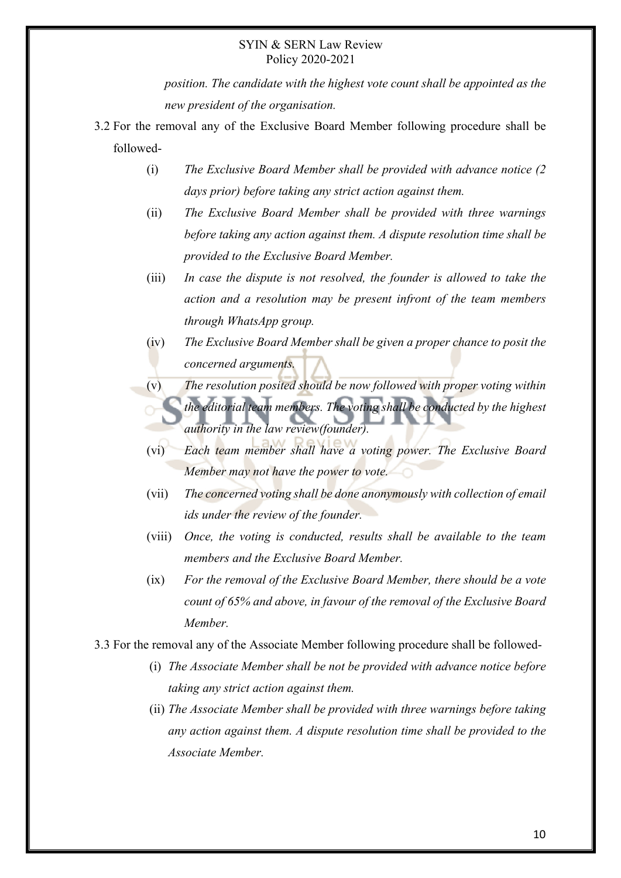*position. The candidate with the highest vote count shall be appointed as the new president of the organisation.*

3.2 For the removal any of the Exclusive Board Member following procedure shall be followed-

(i) *The Exclusive Board Member shall be provided with advance notice (2 days prior) before taking any strict action against them.*

(ii) *The Exclusive Board Member shall be provided with three warnings before taking any action against them. A dispute resolution time shall be provided to the Exclusive Board Member.*

(iii) *In case the dispute is not resolved, the founder is allowed to take the action and a resolution may be present infront of the team members through WhatsApp group.*

(iv) *The Exclusive Board Member shall be given a proper chance to posit the concerned arguments.*

(v) *The resolution posited should be now followed with proper voting within the editorial team members. The voting shall be conducted by the highest authority in the law review(founder).*

(vi) *Each team member shall have a voting power. The Exclusive Board Member may not have the power to vote.*

(vii) *The concerned voting shall be done anonymously with collection of email ids under the review of the founder.*

(viii) *Once, the voting is conducted, results shall be available to the team members and the Exclusive Board Member.*

(ix) *For the removal of the Exclusive Board Member, there should be a vote count of 65% and above, in favour of the removal of the Exclusive Board Member.*

3.3 For the removal any of the Associate Member following procedure shall be followed-

(i) *The Associate Member shall be not be provided with advance notice before taking any strict action against them.*

(ii) *The Associate Member shall be provided with three warnings before taking any action against them. A dispute resolution time shall be provided to the Associate Member.*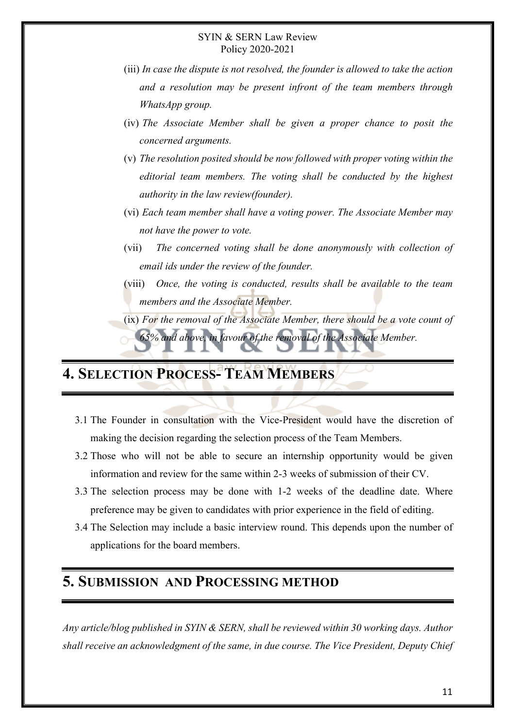(iii) *In case the dispute is not resolved, the founder is allowed to take the action and a resolution may be present infront of the team members through WhatsApp group.*

(iv) *The Associate Member shall be given a proper chance to posit the concerned arguments.*

(v) *The resolution posited should be now followed with proper voting within the editorial team members. The voting shall be conducted by the highest authority in the law review(founder).*

(vi) *Each team member shall have a voting power. The Associate Member may not have the power to vote.*

(vii) *The concerned voting shall be done anonymously with collection of email ids under the review of the founder.*

(viii) *Once, the voting is conducted, results shall be available to the team members and the Associate Member.*

(ix) *For the removal of the Associate Member, there should be a vote count of 65% and above, in favour of the removal of the Associate Member.*

## 4. SELECTION PROCESS- TEAM MEMBERS

3.1 The Founder in consultation with the Vice-President would have the discretion of making the decision regarding the selection process of the Team Members.

3.2 Those who will not be able to secure an internship opportunity would be given information and review for the same within 2-3 weeks of submission of their CV.

3.3 The selection process may be done with 1-2 weeks of the deadline date. Where preference may be given to candidates with prior experience in the field of editing.

3.4 The Selection may include a basic interview round. This depends upon the number of applications for the board members.

## 5. SUBMISSION AND PROCESSING METHOD

*Any article/blog published in SYIN & SERN, shall be reviewed within 30 working days. Author shall receive an acknowledgment of the same, in due course. The Vice President, Deputy Chief*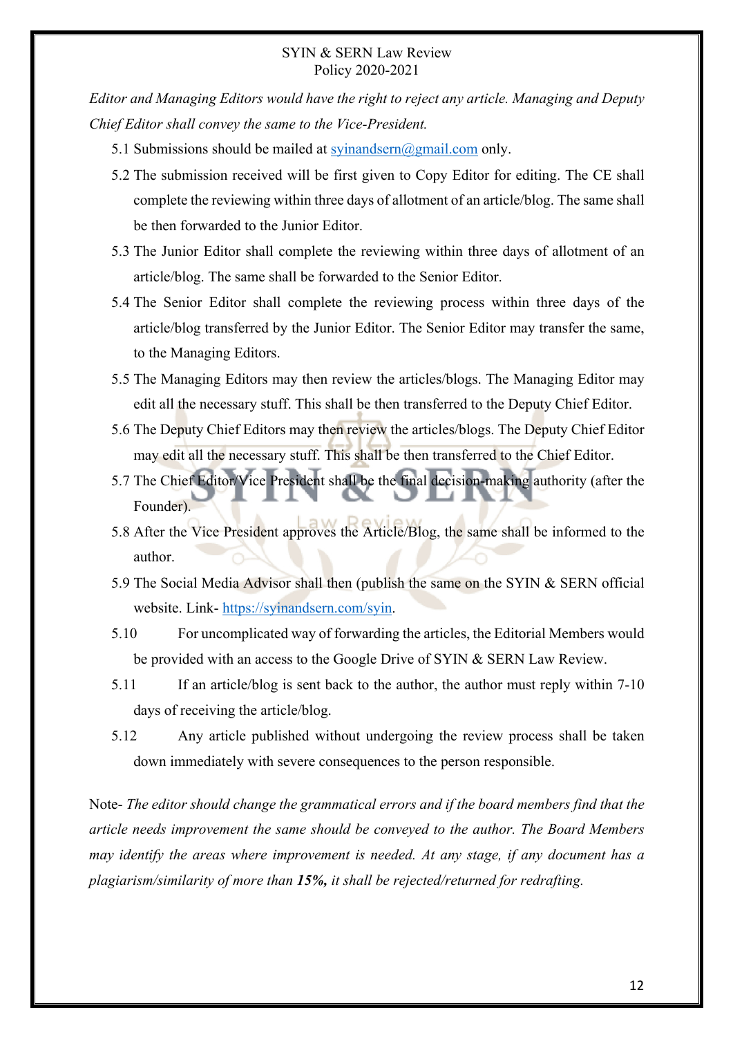*Editor and Managing Editors would have the right to reject any article. Managing and Deputy Chief Editor shall convey the same to the Vice-President.*

5.1 Submissions should be mailed at syinandsern@gmail.com only.

5.2 The submission received will be first given to Copy Editor for editing. The CE shall complete the reviewing within three days of allotment of an article/blog. The same shall be then forwarded to the Junior Editor.

5.3 The Junior Editor shall complete the reviewing within three days of allotment of an article/blog. The same shall be forwarded to the Senior Editor.

5.4 The Senior Editor shall complete the reviewing process within three days of the article/blog transferred by the Junior Editor. The Senior Editor may transfer the same, to the Managing Editors.

5.5 The Managing Editors may then review the articles/blogs. The Managing Editor may edit all the necessary stuff. This shall be then transferred to the Deputy Chief Editor.

5.6 The Deputy Chief Editors may then review the articles/blogs. The Deputy Chief Editor may edit all the necessary stuff. This shall be then transferred to the Chief Editor.

5.7 The Chief Editor/Vice President shall be the final decision-making authority (after the Founder).

5.8 After the Vice President approves the Article/Blog, the same shall be informed to the author.

5.9 The Social Media Advisor shall then (publish the same on the SYIN & SERN official website. Link- https://syinandsern.com/syin.

5.10 For uncomplicated way of forwarding the articles, the Editorial Members would be provided with an access to the Google Drive of SYIN & SERN Law Review.

5.11 If an article/blog is sent back to the author, the author must reply within 7-10 days of receiving the article/blog.

5.12 Any article published without undergoing the review process shall be taken down immediately with severe consequences to the person responsible.

Note- *The editor should change the grammatical errors and if the board members find that the article needs improvement the same should be conveyed to the author. The Board Members may identify the areas where improvement is needed. At any stage, if any document has a plagiarism/similarity of more than* ***15%,*** *it shall be rejected/returned for redrafting.*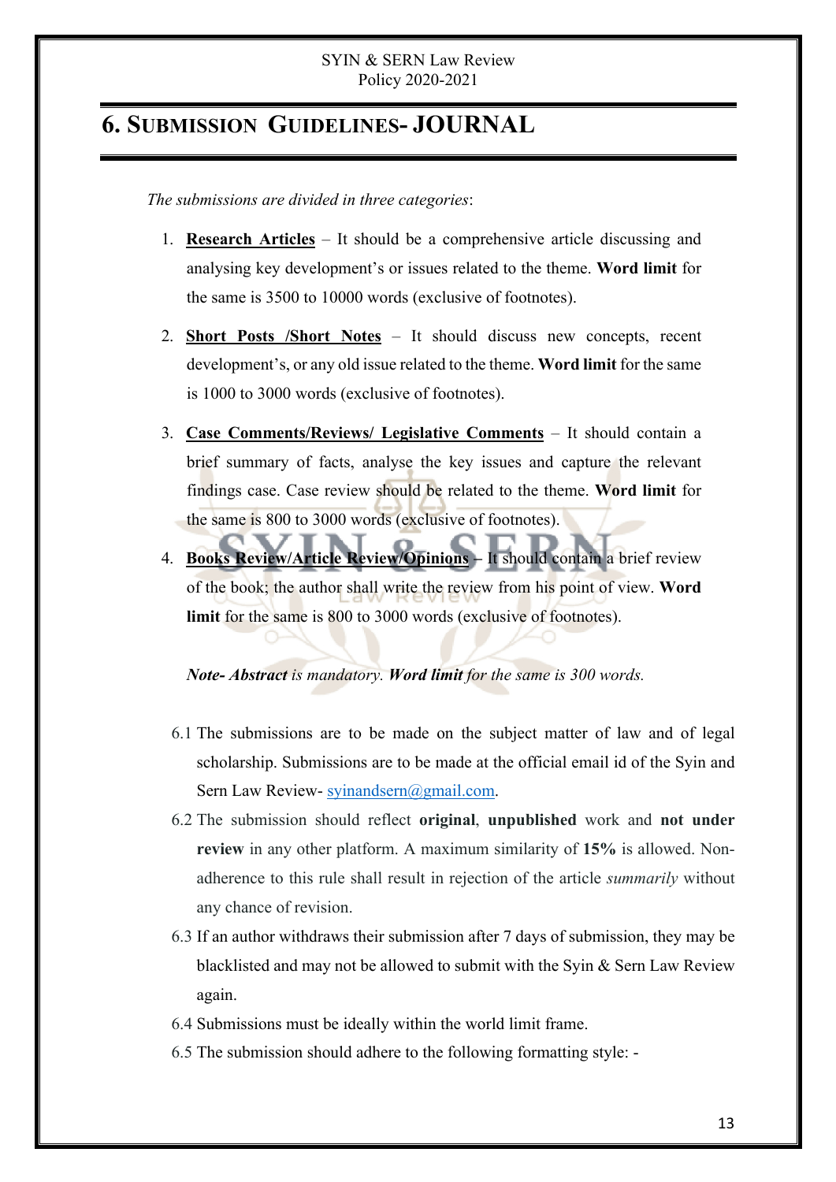## 6. SUBMISSION GUIDELINES- JOURNAL

*The submissions are divided in three categories*:

1. **Research Articles** – It should be a comprehensive article discussing and analysing key development's or issues related to the theme. **Word limit** for the same is 3500 to 10000 words (exclusive of footnotes).
2. **Short Posts /Short Notes** – It should discuss new concepts, recent development's, or any old issue related to the theme. **Word limit** for the same is 1000 to 3000 words (exclusive of footnotes).
3. **Case Comments/Reviews/ Legislative Comments** – It should contain a brief summary of facts, analyse the key issues and capture the relevant findings case. Case review should be related to the theme. **Word limit** for the same is 800 to 3000 words (exclusive of footnotes).
4. **Books Review/Article Review/Opinions** – It should contain a brief review of the book; the author shall write the review from his point of view. **Word limit** for the same is 800 to 3000 words (exclusive of footnotes).

*Note- **Abstract** is mandatory. **Word limit** for the same is 300 words.*

6.1 The submissions are to be made on the subject matter of law and of legal scholarship. Submissions are to be made at the official email id of the Syin and Sern Law Review- syinandsern@gmail.com.

6.2 The submission should reflect **original**, **unpublished** work and **not under review** in any other platform. A maximum similarity of **15%** is allowed. Non-adherence to this rule shall result in rejection of the article *summarily* without any chance of revision.

6.3 If an author withdraws their submission after 7 days of submission, they may be blacklisted and may not be allowed to submit with the Syin & Sern Law Review again.

6.4 Submissions must be ideally within the world limit frame.

6.5 The submission should adhere to the following formatting style: -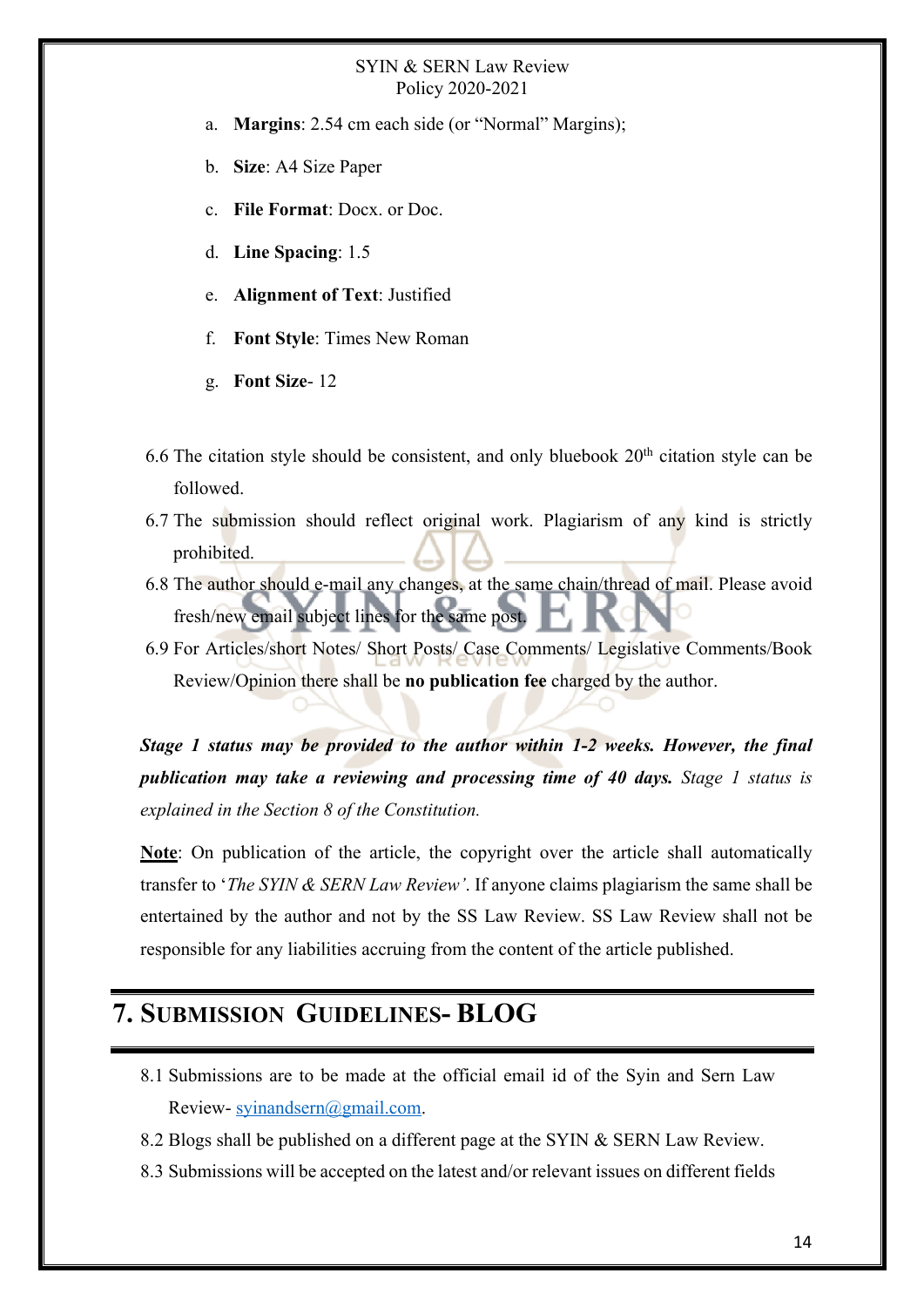a. **Margins**: 2.54 cm each side (or "Normal" Margins);

b. **Size**: A4 Size Paper

c. **File Format**: Docx. or Doc.

d. **Line Spacing**: 1.5

e. **Alignment of Text**: Justified

f. **Font Style**: Times New Roman

g. **Font Size**- 12

6.6 The citation style should be consistent, and only bluebook 20th citation style can be followed.

6.7 The submission should reflect original work. Plagiarism of any kind is strictly prohibited.

6.8 The author should e-mail any changes, at the same chain/thread of mail. Please avoid fresh/new email subject lines for the same post.

6.9 For Articles/short Notes/ Short Posts/ Case Comments/ Legislative Comments/Book Review/Opinion there shall be **no publication fee** charged by the author.

***Stage 1 status may be provided to the author within 1-2 weeks. However, the final publication may take a reviewing and processing time of 40 days.*** *Stage 1 status is explained in the Section 8 of the Constitution.*

**Note**: On publication of the article, the copyright over the article shall automatically transfer to '*The SYIN & SERN Law Review*'. If anyone claims plagiarism the same shall be entertained by the author and not by the SS Law Review. SS Law Review shall not be responsible for any liabilities accruing from the content of the article published.

# 7. SUBMISSION GUIDELINES- BLOG

8.1 Submissions are to be made at the official email id of the Syin and Sern Law Review- syinandsern@gmail.com.

8.2 Blogs shall be published on a different page at the SYIN & SERN Law Review.

8.3 Submissions will be accepted on the latest and/or relevant issues on different fields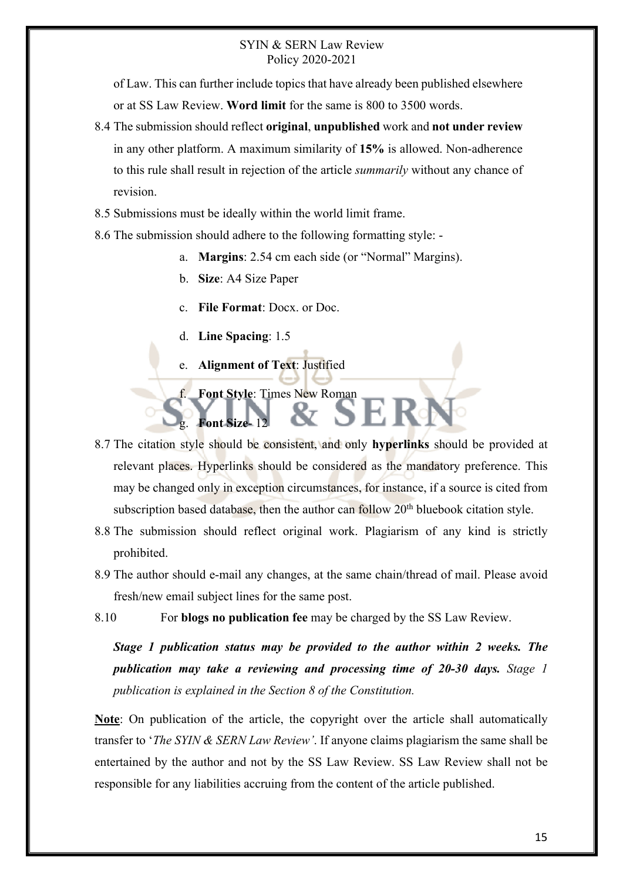of Law. This can further include topics that have already been published elsewhere or at SS Law Review. **Word limit** for the same is 800 to 3500 words.

8.4 The submission should reflect **original**, **unpublished** work and **not under review** in any other platform. A maximum similarity of **15%** is allowed. Non-adherence to this rule shall result in rejection of the article *summarily* without any chance of revision.

8.5 Submissions must be ideally within the world limit frame.

8.6 The submission should adhere to the following formatting style: -

a. **Margins**: 2.54 cm each side (or "Normal" Margins).

b. **Size**: A4 Size Paper

c. **File Format**: Docx. or Doc.

d. **Line Spacing**: 1.5

e. **Alignment of Text**: Justified

f. **Font Style**: Times New Roman

g. **Font Size**- 12

8.7 The citation style should be consistent, and only **hyperlinks** should be provided at relevant places. Hyperlinks should be considered as the mandatory preference. This may be changed only in exception circumstances, for instance, if a source is cited from subscription based database, then the author can follow 20th bluebook citation style.

8.8 The submission should reflect original work. Plagiarism of any kind is strictly prohibited.

8.9 The author should e-mail any changes, at the same chain/thread of mail. Please avoid fresh/new email subject lines for the same post.

8.10 For **blogs no publication fee** may be charged by the SS Law Review.

***Stage 1 publication status may be provided to the author within 2 weeks. The publication may take a reviewing and processing time of 20-30 days.*** *Stage 1 publication is explained in the Section 8 of the Constitution.*

<u>**Note**</u>: On publication of the article, the copyright over the article shall automatically transfer to '*The SYIN & SERN Law Review'*. If anyone claims plagiarism the same shall be entertained by the author and not by the SS Law Review. SS Law Review shall not be responsible for any liabilities accruing from the content of the article published.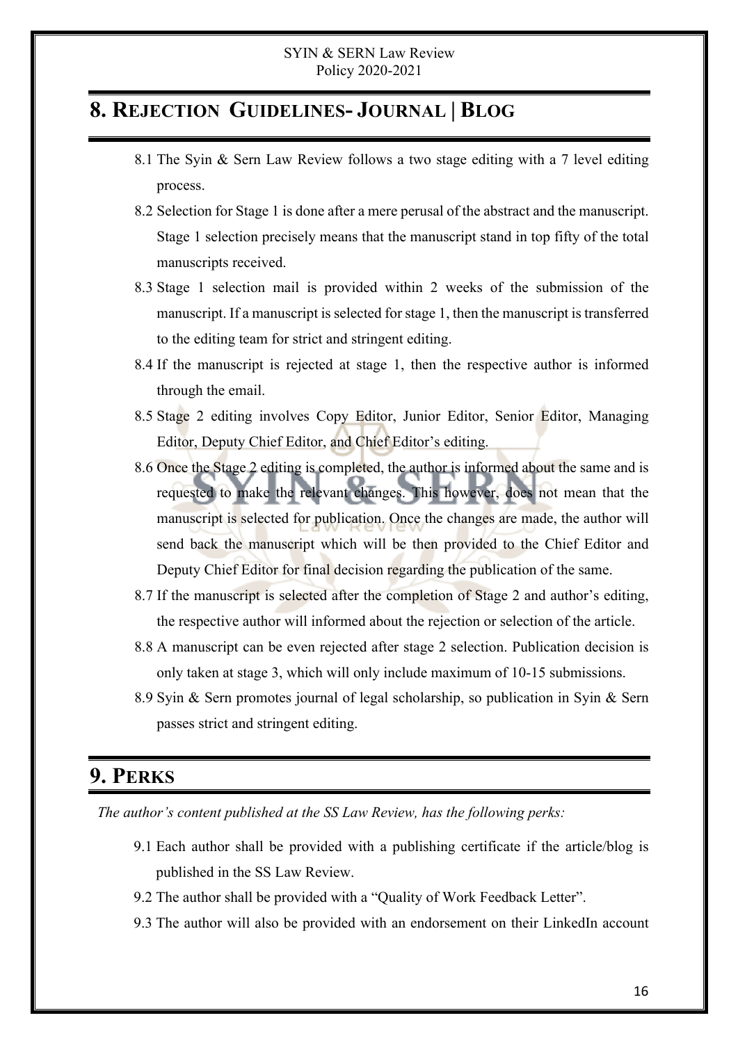# 8. Rejection Guidelines- Journal | Blog

8.1 The Syin & Sern Law Review follows a two stage editing with a 7 level editing process.

8.2 Selection for Stage 1 is done after a mere perusal of the abstract and the manuscript. Stage 1 selection precisely means that the manuscript stand in top fifty of the total manuscripts received.

8.3 Stage 1 selection mail is provided within 2 weeks of the submission of the manuscript. If a manuscript is selected for stage 1, then the manuscript is transferred to the editing team for strict and stringent editing.

8.4 If the manuscript is rejected at stage 1, then the respective author is informed through the email.

8.5 Stage 2 editing involves Copy Editor, Junior Editor, Senior Editor, Managing Editor, Deputy Chief Editor, and Chief Editor's editing.

8.6 Once the Stage 2 editing is completed, the author is informed about the same and is requested to make the relevant changes. This however, does not mean that the manuscript is selected for publication. Once the changes are made, the author will send back the manuscript which will be then provided to the Chief Editor and Deputy Chief Editor for final decision regarding the publication of the same.

8.7 If the manuscript is selected after the completion of Stage 2 and author's editing, the respective author will informed about the rejection or selection of the article.

8.8 A manuscript can be even rejected after stage 2 selection. Publication decision is only taken at stage 3, which will only include maximum of 10-15 submissions.

8.9 Syin & Sern promotes journal of legal scholarship, so publication in Syin & Sern passes strict and stringent editing.

# 9. Perks

*The author's content published at the SS Law Review, has the following perks:*

9.1 Each author shall be provided with a publishing certificate if the article/blog is published in the SS Law Review.

9.2 The author shall be provided with a "Quality of Work Feedback Letter".

9.3 The author will also be provided with an endorsement on their LinkedIn account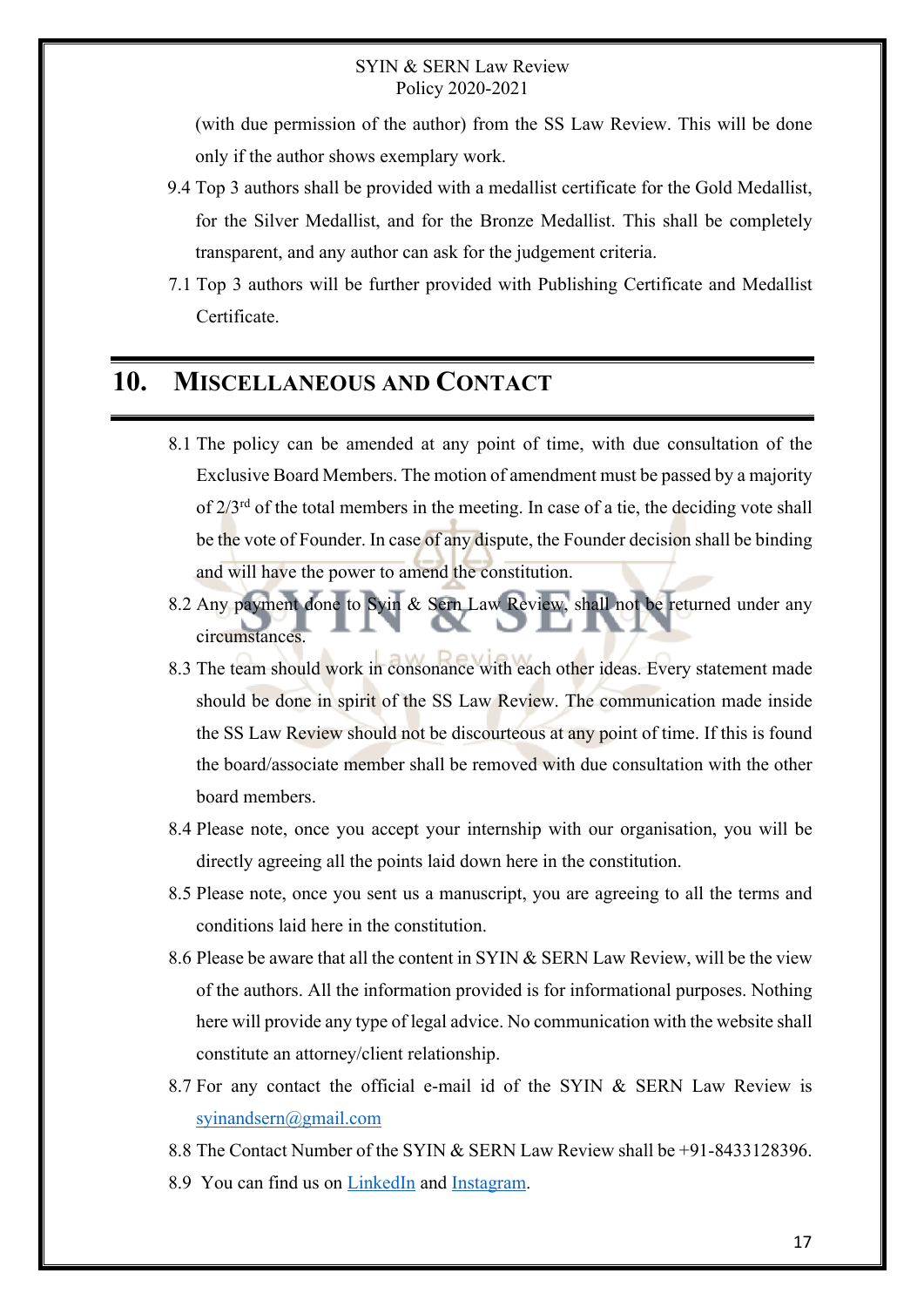(with due permission of the author) from the SS Law Review. This will be done only if the author shows exemplary work.

9.4 Top 3 authors shall be provided with a medallist certificate for the Gold Medallist, for the Silver Medallist, and for the Bronze Medallist. This shall be completely transparent, and any author can ask for the judgement criteria.

7.1 Top 3 authors will be further provided with Publishing Certificate and Medallist Certificate.

## 10. MISCELLANEOUS AND CONTACT

8.1 The policy can be amended at any point of time, with due consultation of the Exclusive Board Members. The motion of amendment must be passed by a majority of 2/3rd of the total members in the meeting. In case of a tie, the deciding vote shall be the vote of Founder. In case of any dispute, the Founder decision shall be binding and will have the power to amend the constitution.

8.2 Any payment done to Syin & Sern Law Review, shall not be returned under any circumstances.

8.3 The team should work in consonance with each other ideas. Every statement made should be done in spirit of the SS Law Review. The communication made inside the SS Law Review should not be discourteous at any point of time. If this is found the board/associate member shall be removed with due consultation with the other board members.

8.4 Please note, once you accept your internship with our organisation, you will be directly agreeing all the points laid down here in the constitution.

8.5 Please note, once you sent us a manuscript, you are agreeing to all the terms and conditions laid here in the constitution.

8.6 Please be aware that all the content in SYIN & SERN Law Review, will be the view of the authors. All the information provided is for informational purposes. Nothing here will provide any type of legal advice. No communication with the website shall constitute an attorney/client relationship.

8.7 For any contact the official e-mail id of the SYIN & SERN Law Review is syinandsern@gmail.com

8.8 The Contact Number of the SYIN & SERN Law Review shall be +91-8433128396.

8.9 You can find us on LinkedIn and Instagram.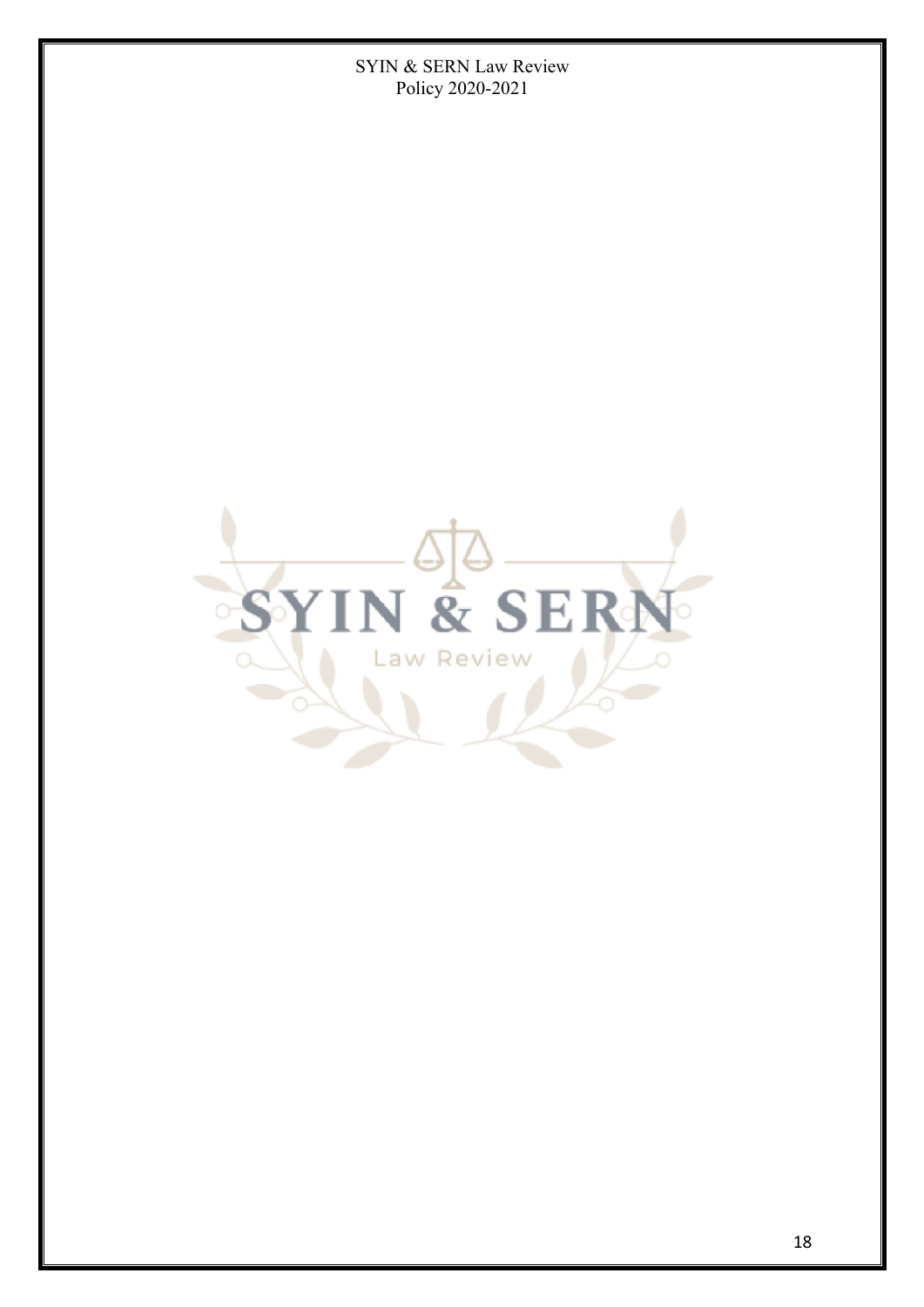SYIN & SERN

Law Review